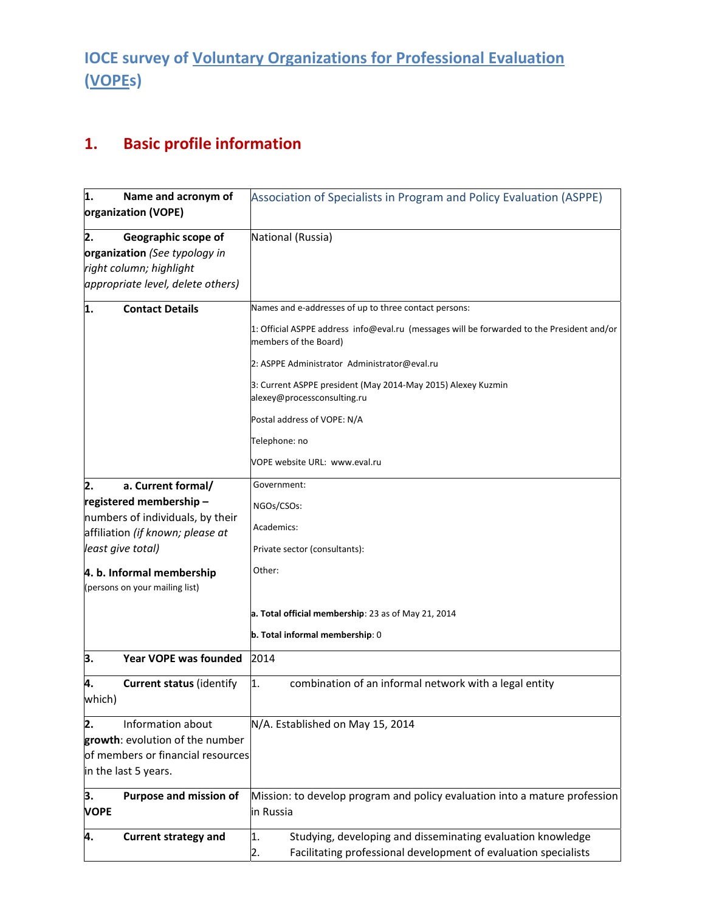# IOCE survey of Voluntary Organizations for Professional Evaluation (VOPEs)

## 1. Basic profile information

| | |
|---|---|
| **1. Name and acronym of organization (VOPE)** | Association of Specialists in Program and Policy Evaluation (ASPPE) |
| **2. Geographic scope of organization** *(See typology in right column; highlight appropriate level, delete others)* | National (Russia) |
| **1. Contact Details** | Names and e-addresses of up to three contact persons:<br><br>1: Official ASPPE address info@eval.ru (messages will be forwarded to the President and/or members of the Board)<br><br>2: ASPPE Administrator Administrator@eval.ru<br><br>3: Current ASPPE president (May 2014-May 2015) Alexey Kuzmin alexey@processconsulting.ru<br><br>Postal address of VOPE: N/A<br><br>Telephone: no<br><br>VOPE website URL: www.eval.ru |
| **2. a. Current formal/ registered membership –** numbers of individuals, by their affiliation *(if known; please at least give total)*<br><br>**4. b. Informal membership** (persons on your mailing list) | Government:<br><br>NGOs/CSOs:<br><br>Academics:<br><br>Private sector (consultants):<br><br>Other:<br><br>**a. Total official membership**: 23 as of May 21, 2014<br><br>**b. Total informal membership**: 0 |
| **3. Year VOPE was founded** | 2014 |
| **4. Current status** (identify which) | 1. combination of an informal network with a legal entity |
| **2. Information about growth**: evolution of the number of members or financial resources in the last 5 years. | N/A. Established on May 15, 2014 |
| **3. Purpose and mission of VOPE** | Mission: to develop program and policy evaluation into a mature profession in Russia |
| **4. Current strategy and** | 1. Studying, developing and disseminating evaluation knowledge<br>2. Facilitating professional development of evaluation specialists |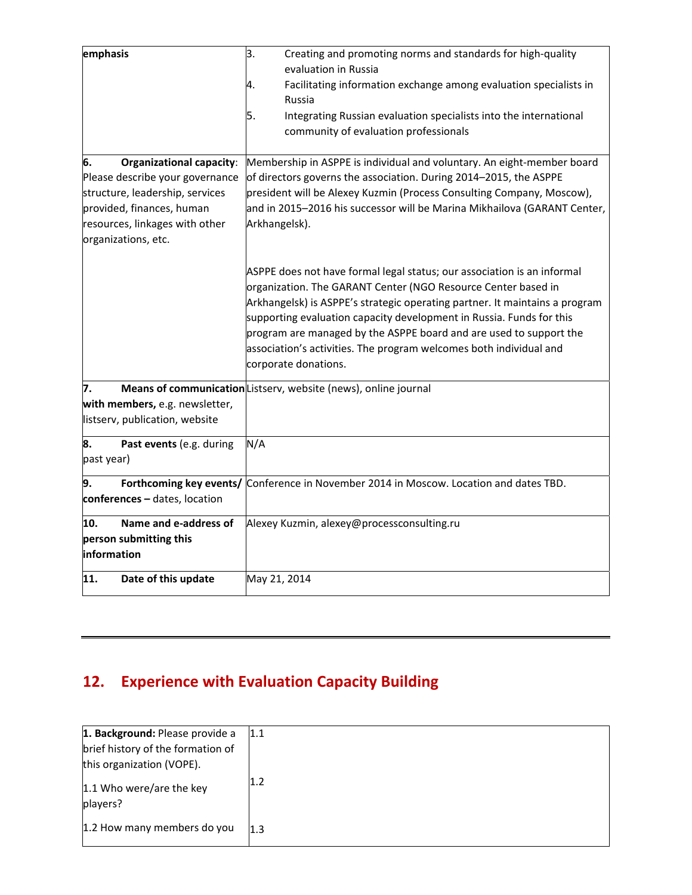| | |
|---|---|
| **emphasis** | 3. Creating and promoting norms and standards for high-quality evaluation in Russia<br>4. Facilitating information exchange among evaluation specialists in Russia<br>5. Integrating Russian evaluation specialists into the international community of evaluation professionals |
| **6. Organizational capacity**: Please describe your governance structure, leadership, services provided, finances, human resources, linkages with other organizations, etc. | Membership in ASPPE is individual and voluntary. An eight-member board of directors governs the association. During 2014–2015, the ASPPE president will be Alexey Kuzmin (Process Consulting Company, Moscow), and in 2015–2016 his successor will be Marina Mikhailova (GARANT Center, Arkhangelsk).<br><br>ASPPE does not have formal legal status; our association is an informal organization. The GARANT Center (NGO Resource Center based in Arkhangelsk) is ASPPE's strategic operating partner. It maintains a program supporting evaluation capacity development in Russia. Funds for this program are managed by the ASPPE board and are used to support the association's activities. The program welcomes both individual and corporate donations. |
| **7. Means of communication with members,** e.g. newsletter, listserv, publication, website | Listserv, website (news), online journal |
| **8. Past events** (e.g. during past year) | N/A |
| **9. Forthcoming key events/ conferences –** dates, location | Conference in November 2014 in Moscow. Location and dates TBD. |
| **10. Name and e-address of person submitting this information** | Alexey Kuzmin, alexey@processconsulting.ru |
| **11. Date of this update** | May 21, 2014 |

---

## 12. Experience with Evaluation Capacity Building

| | |
|---|---|
| **1. Background:** Please provide a brief history of the formation of this organization (VOPE).<br><br>1.1 Who were/are the key players?<br><br>1.2 How many members do you | 1.1<br><br>1.2<br><br>1.3 |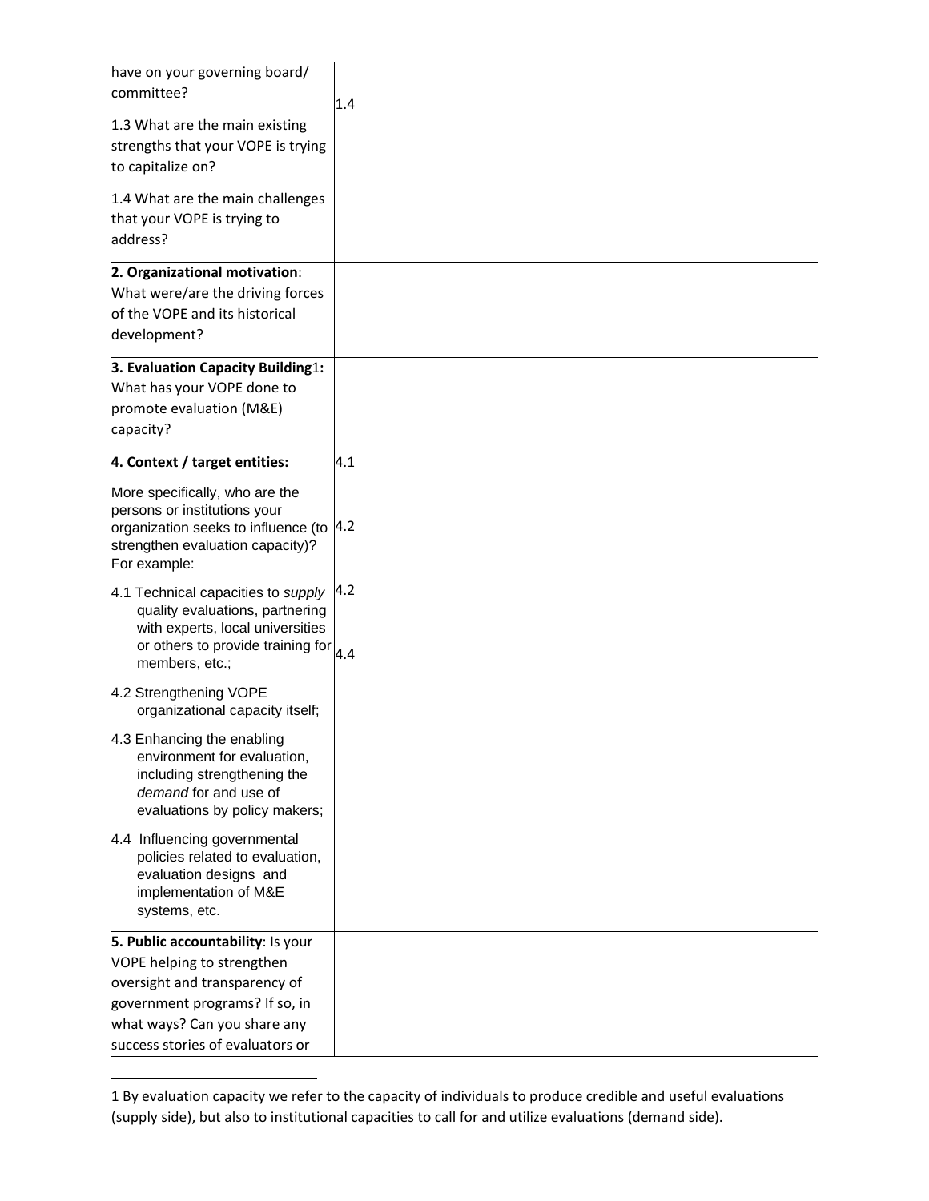| | |
|---|---|
| have on your governing board/ committee?<br><br>1.3 What are the main existing strengths that your VOPE is trying to capitalize on?<br><br>1.4 What are the main challenges that your VOPE is trying to address? | 1.4 |
| **2. Organizational motivation**: What were/are the driving forces of the VOPE and its historical development? | |
| **3. Evaluation Capacity Building**[1]**:** What has your VOPE done to promote evaluation (M&E) capacity? | |
| **4. Context / target entities:**<br><br>More specifically, who are the persons or institutions your organization seeks to influence (to strengthen evaluation capacity)? For example:<br><br>4.1 Technical capacities to *supply* quality evaluations, partnering with experts, local universities or others to provide training for members, etc.;<br><br>4.2 Strengthening VOPE organizational capacity itself;<br><br>4.3 Enhancing the enabling environment for evaluation, including strengthening the *demand* for and use of evaluations by policy makers;<br><br>4.4 Influencing governmental policies related to evaluation, evaluation designs and implementation of M&E systems, etc. | 4.1<br><br>4.2<br><br>4.2<br><br>4.4 |
| **5. Public accountability**: Is your VOPE helping to strengthen oversight and transparency of government programs? If so, in what ways? Can you share any success stories of evaluators or | |

[1] By evaluation capacity we refer to the capacity of individuals to produce credible and useful evaluations (supply side), but also to institutional capacities to call for and utilize evaluations (demand side).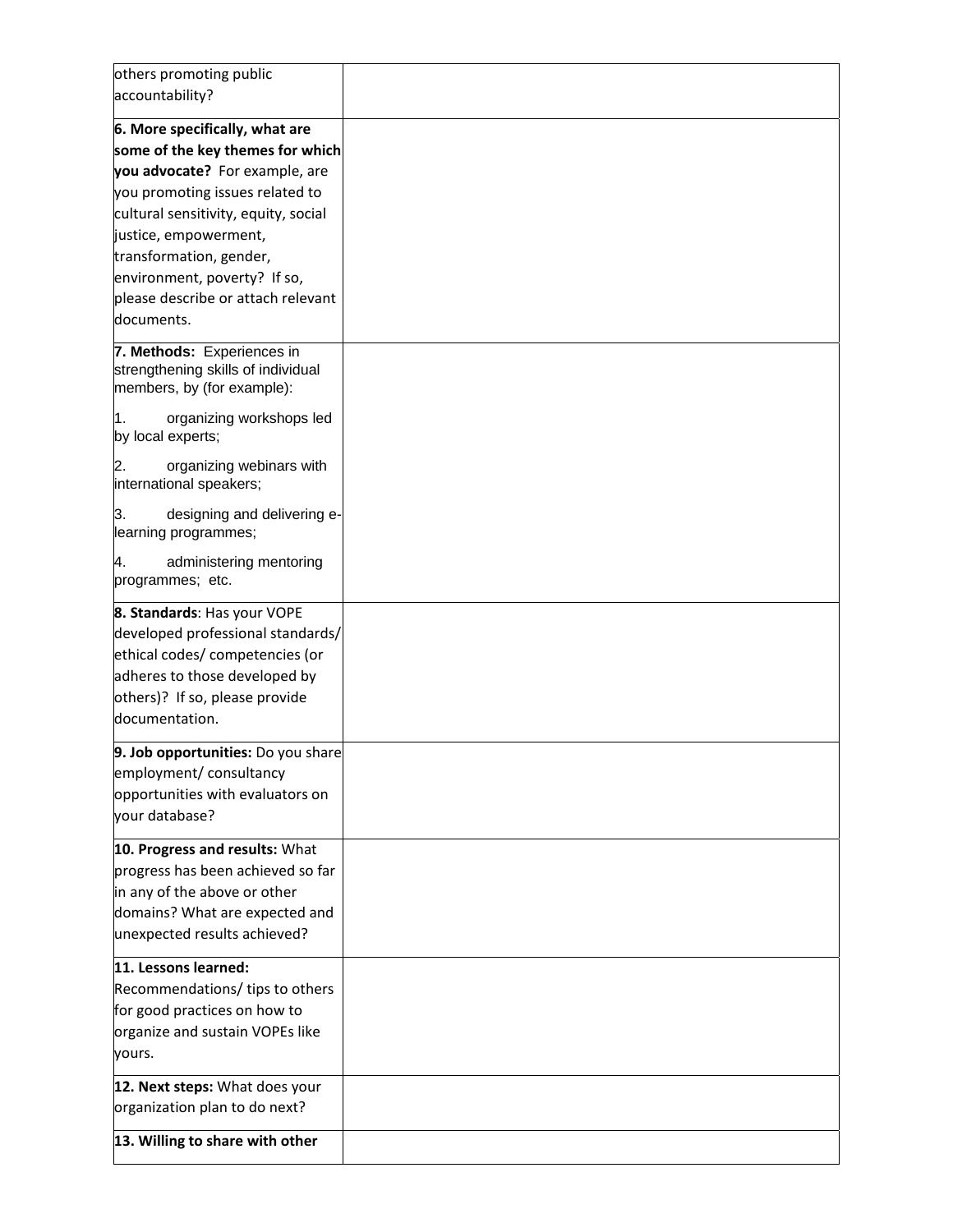| | |
|---|---|
| others promoting public accountability? | |
| **6. More specifically, what are some of the key themes for which you advocate?** For example, are you promoting issues related to cultural sensitivity, equity, social justice, empowerment, transformation, gender, environment, poverty? If so, please describe or attach relevant documents. | |
| **7. Methods:** Experiences in strengthening skills of individual members, by (for example):<br>1. organizing workshops led by local experts;<br>2. organizing webinars with international speakers;<br>3. designing and delivering e-learning programmes;<br>4. administering mentoring programmes; etc. | |
| **8. Standards**: Has your VOPE developed professional standards/ ethical codes/ competencies (or adheres to those developed by others)? If so, please provide documentation. | |
| **9. Job opportunities:** Do you share employment/ consultancy opportunities with evaluators on your database? | |
| **10. Progress and results:** What progress has been achieved so far in any of the above or other domains? What are expected and unexpected results achieved? | |
| **11. Lessons learned:** Recommendations/ tips to others for good practices on how to organize and sustain VOPEs like yours. | |
| **12. Next steps:** What does your organization plan to do next? | |
| **13. Willing to share with other** | |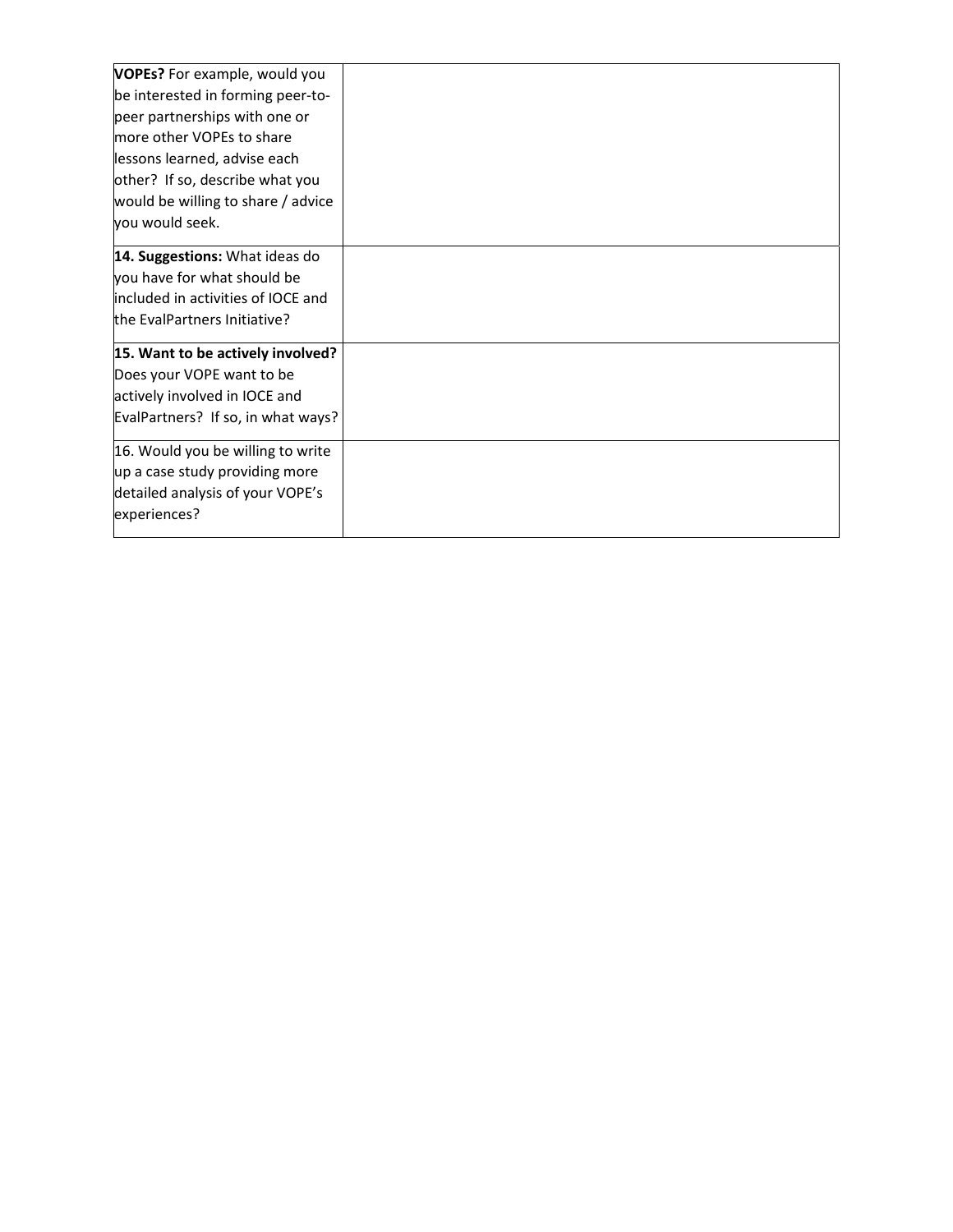| | |
|---|---|
| **VOPEs?** For example, would you be interested in forming peer-to-peer partnerships with one or more other VOPEs to share lessons learned, advise each other? If so, describe what you would be willing to share / advice you would seek. | |
| **14. Suggestions:** What ideas do you have for what should be included in activities of IOCE and the EvalPartners Initiative? | |
| **15. Want to be actively involved?** Does your VOPE want to be actively involved in IOCE and EvalPartners? If so, in what ways? | |
| 16. Would you be willing to write up a case study providing more detailed analysis of your VOPE's experiences? | |